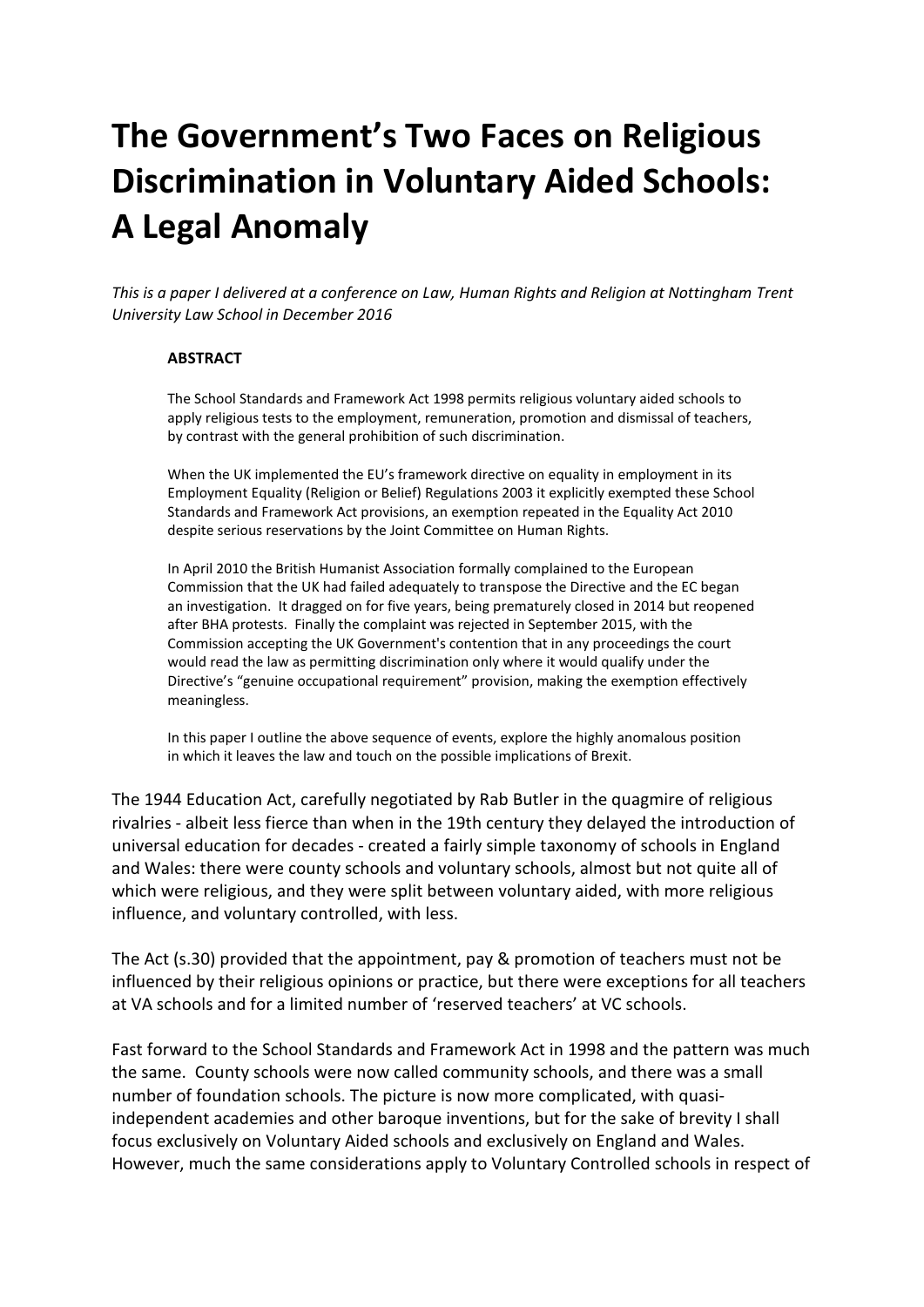# The Government's Two Faces on Religious Discrimination in Voluntary Aided Schools: A Legal Anomaly

*This is a paper I delivered at a conference on Law, Human Rights and Religion at Nottingham Trent University Law School in December 2016*

**ABSTRACT**

The School Standards and Framework Act 1998 permits religious voluntary aided schools to apply religious tests to the employment, remuneration, promotion and dismissal of teachers, by contrast with the general prohibition of such discrimination.

When the UK implemented the EU's framework directive on equality in employment in its Employment Equality (Religion or Belief) Regulations 2003 it explicitly exempted these School Standards and Framework Act provisions, an exemption repeated in the Equality Act 2010 despite serious reservations by the Joint Committee on Human Rights.

In April 2010 the British Humanist Association formally complained to the European Commission that the UK had failed adequately to transpose the Directive and the EC began an investigation. It dragged on for five years, being prematurely closed in 2014 but reopened after BHA protests. Finally the complaint was rejected in September 2015, with the Commission accepting the UK Government's contention that in any proceedings the court would read the law as permitting discrimination only where it would qualify under the Directive's "genuine occupational requirement" provision, making the exemption effectively meaningless.

In this paper I outline the above sequence of events, explore the highly anomalous position in which it leaves the law and touch on the possible implications of Brexit.

The 1944 Education Act, carefully negotiated by Rab Butler in the quagmire of religious rivalries - albeit less fierce than when in the 19th century they delayed the introduction of universal education for decades - created a fairly simple taxonomy of schools in England and Wales: there were county schools and voluntary schools, almost but not quite all of which were religious, and they were split between voluntary aided, with more religious influence, and voluntary controlled, with less.

The Act (s.30) provided that the appointment, pay & promotion of teachers must not be influenced by their religious opinions or practice, but there were exceptions for all teachers at VA schools and for a limited number of 'reserved teachers' at VC schools.

Fast forward to the School Standards and Framework Act in 1998 and the pattern was much the same. County schools were now called community schools, and there was a small number of foundation schools. The picture is now more complicated, with quasi-independent academies and other baroque inventions, but for the sake of brevity I shall focus exclusively on Voluntary Aided schools and exclusively on England and Wales. However, much the same considerations apply to Voluntary Controlled schools in respect of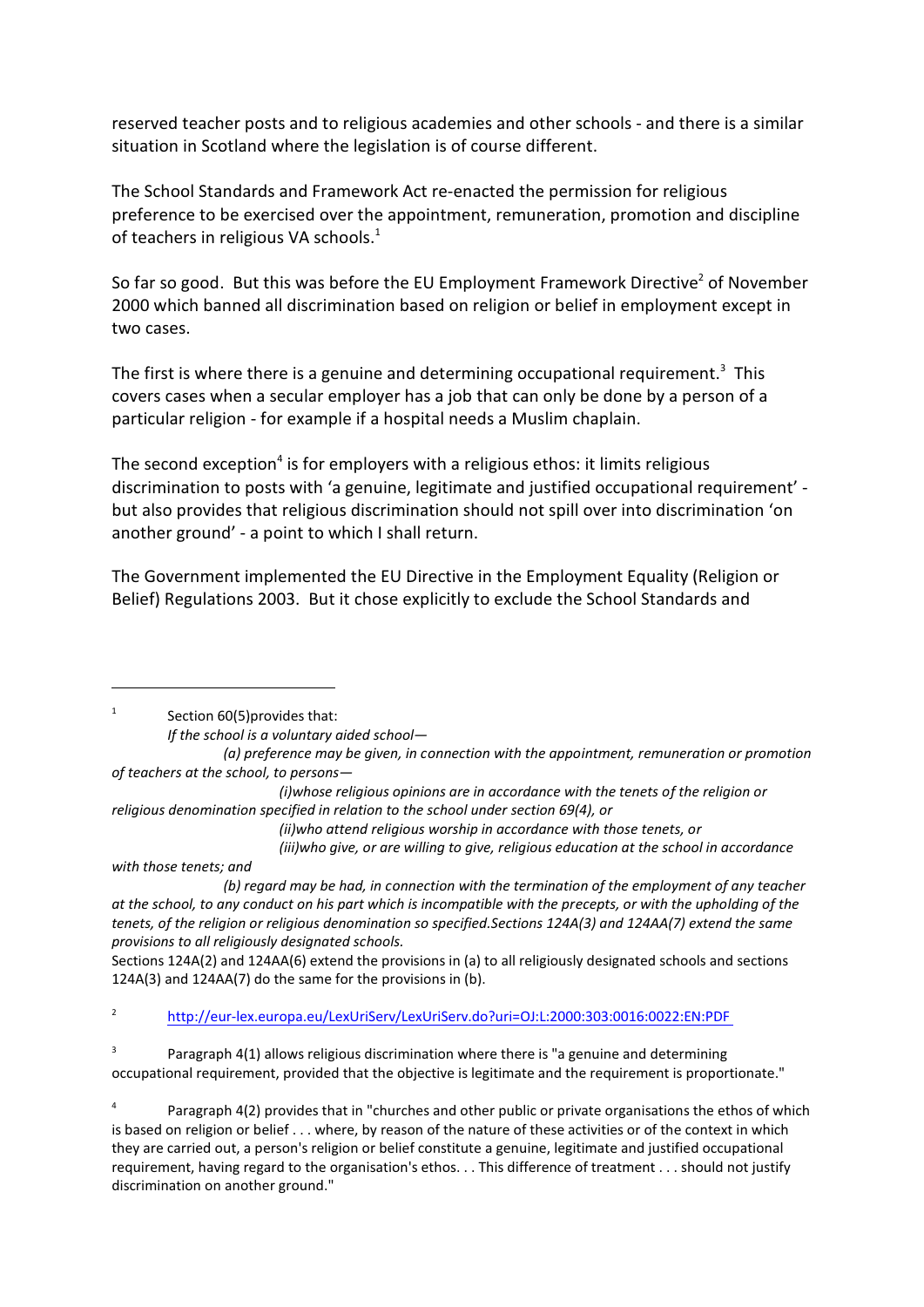reserved teacher posts and to religious academies and other schools - and there is a similar situation in Scotland where the legislation is of course different.

The School Standards and Framework Act re-enacted the permission for religious preference to be exercised over the appointment, remuneration, promotion and discipline of teachers in religious VA schools.[1]

So far so good. But this was before the EU Employment Framework Directive[2] of November 2000 which banned all discrimination based on religion or belief in employment except in two cases.

The first is where there is a genuine and determining occupational requirement.[3] This covers cases when a secular employer has a job that can only be done by a person of a particular religion - for example if a hospital needs a Muslim chaplain.

The second exception[4] is for employers with a religious ethos: it limits religious discrimination to posts with 'a genuine, legitimate and justified occupational requirement' - but also provides that religious discrimination should not spill over into discrimination 'on another ground' - a point to which I shall return.

The Government implemented the EU Directive in the Employment Equality (Religion or Belief) Regulations 2003. But it chose explicitly to exclude the School Standards and

---

[1] Section 60(5)provides that:

*If the school is a voluntary aided school—*

*(a) preference may be given, in connection with the appointment, remuneration or promotion of teachers at the school, to persons—*

*(i)whose religious opinions are in accordance with the tenets of the religion or religious denomination specified in relation to the school under section 69(4), or*

*(ii)who attend religious worship in accordance with those tenets, or*

*(iii)who give, or are willing to give, religious education at the school in accordance with those tenets; and*

*(b) regard may be had, in connection with the termination of the employment of any teacher at the school, to any conduct on his part which is incompatible with the precepts, or with the upholding of the tenets, of the religion or religious denomination so specified.Sections 124A(3) and 124AA(7) extend the same provisions to all religiously designated schools.*

Sections 124A(2) and 124AA(6) extend the provisions in (a) to all religiously designated schools and sections 124A(3) and 124AA(7) do the same for the provisions in (b).

[2] http://eur-lex.europa.eu/LexUriServ/LexUriServ.do?uri=OJ:L:2000:303:0016:0022:EN:PDF

[3] Paragraph 4(1) allows religious discrimination where there is "a genuine and determining occupational requirement, provided that the objective is legitimate and the requirement is proportionate."

[4] Paragraph 4(2) provides that in "churches and other public or private organisations the ethos of which is based on religion or belief . . . where, by reason of the nature of these activities or of the context in which they are carried out, a person's religion or belief constitute a genuine, legitimate and justified occupational requirement, having regard to the organisation's ethos. . . This difference of treatment . . . should not justify discrimination on another ground."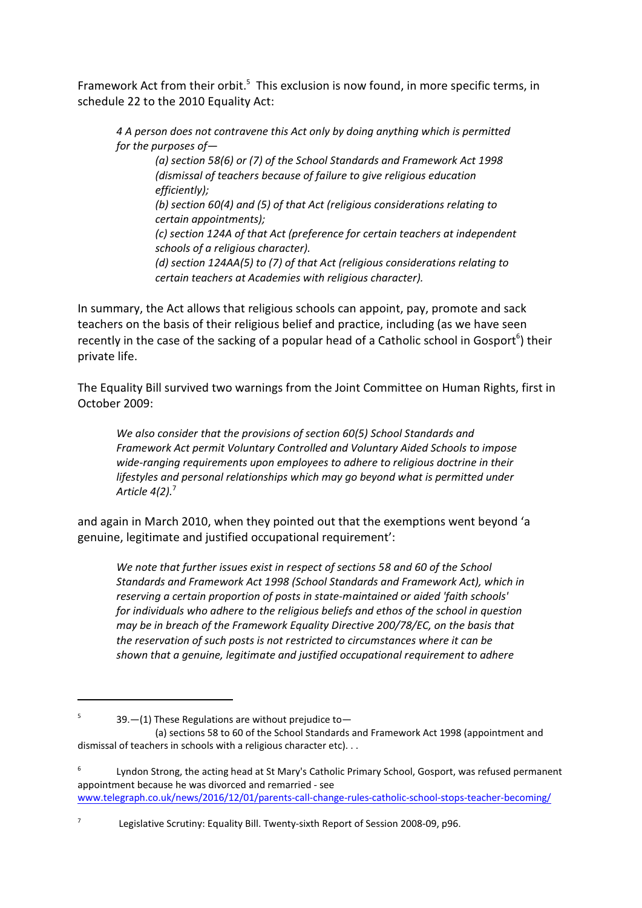Framework Act from their orbit.[5] This exclusion is now found, in more specific terms, in schedule 22 to the 2010 Equality Act:

> *4 A person does not contravene this Act only by doing anything which is permitted for the purposes of—*
>
> > *(a) section 58(6) or (7) of the School Standards and Framework Act 1998 (dismissal of teachers because of failure to give religious education efficiently);*
> > *(b) section 60(4) and (5) of that Act (religious considerations relating to certain appointments);*
> > *(c) section 124A of that Act (preference for certain teachers at independent schools of a religious character).*
> > *(d) section 124AA(5) to (7) of that Act (religious considerations relating to certain teachers at Academies with religious character).*

In summary, the Act allows that religious schools can appoint, pay, promote and sack teachers on the basis of their religious belief and practice, including (as we have seen recently in the case of the sacking of a popular head of a Catholic school in Gosport[6]) their private life.

The Equality Bill survived two warnings from the Joint Committee on Human Rights, first in October 2009:

> *We also consider that the provisions of section 60(5) School Standards and Framework Act permit Voluntary Controlled and Voluntary Aided Schools to impose wide-ranging requirements upon employees to adhere to religious doctrine in their lifestyles and personal relationships which may go beyond what is permitted under Article 4(2).*[7]

and again in March 2010, when they pointed out that the exemptions went beyond 'a genuine, legitimate and justified occupational requirement':

> *We note that further issues exist in respect of sections 58 and 60 of the School Standards and Framework Act 1998 (School Standards and Framework Act), which in reserving a certain proportion of posts in state-maintained or aided 'faith schools' for individuals who adhere to the religious beliefs and ethos of the school in question may be in breach of the Framework Equality Directive 200/78/EC, on the basis that the reservation of such posts is not restricted to circumstances where it can be shown that a genuine, legitimate and justified occupational requirement to adhere*

---

[5] 39.—(1) These Regulations are without prejudice to—
(a) sections 58 to 60 of the School Standards and Framework Act 1998 (appointment and dismissal of teachers in schools with a religious character etc). . .

[6] Lyndon Strong, the acting head at St Mary's Catholic Primary School, Gosport, was refused permanent appointment because he was divorced and remarried - see www.telegraph.co.uk/news/2016/12/01/parents-call-change-rules-catholic-school-stops-teacher-becoming/

[7] Legislative Scrutiny: Equality Bill. Twenty-sixth Report of Session 2008-09, p96.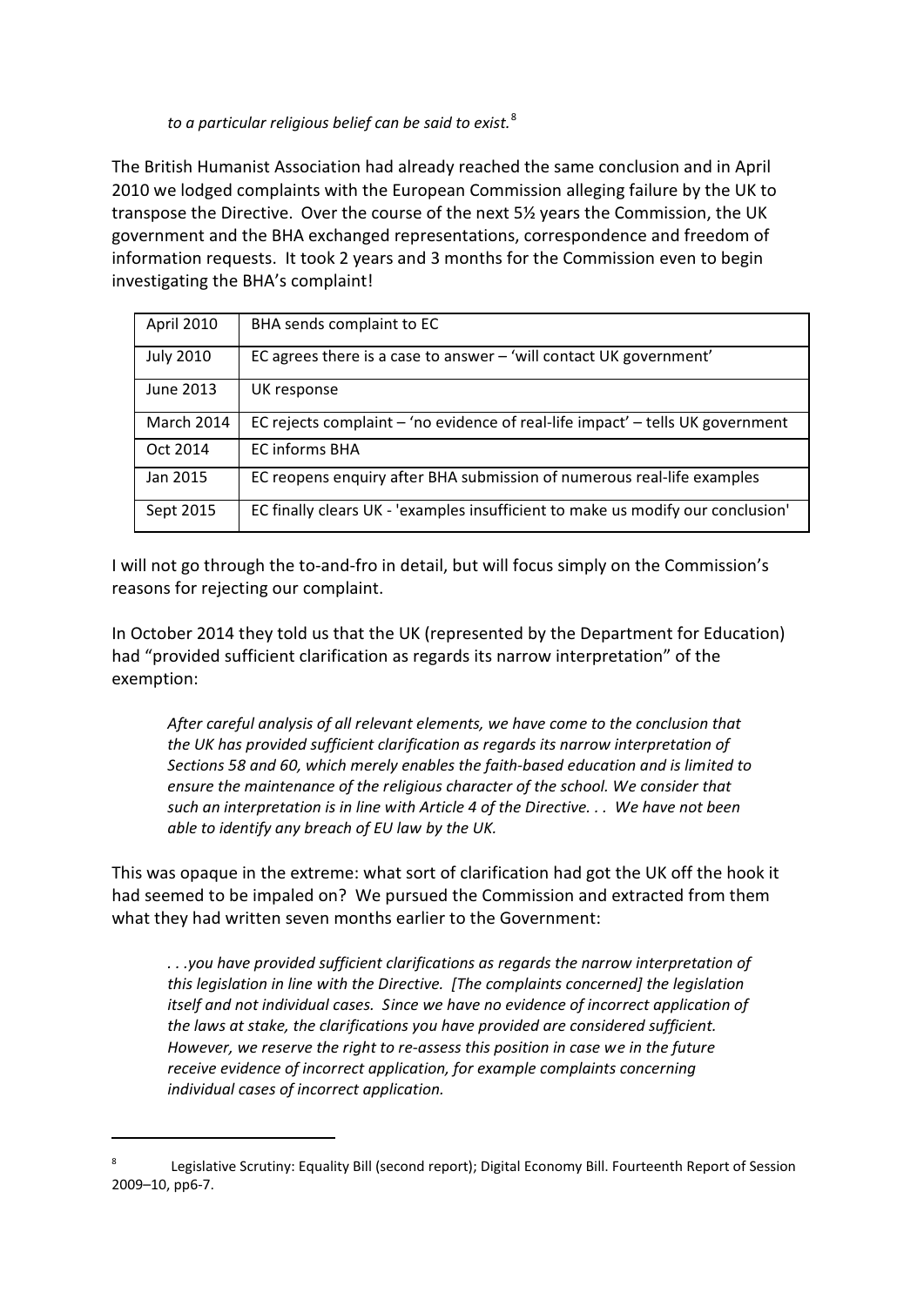*to a particular religious belief can be said to exist.*[8]

The British Humanist Association had already reached the same conclusion and in April 2010 we lodged complaints with the European Commission alleging failure by the UK to transpose the Directive. Over the course of the next 5½ years the Commission, the UK government and the BHA exchanged representations, correspondence and freedom of information requests. It took 2 years and 3 months for the Commission even to begin investigating the BHA's complaint!

| | |
|---|---|
| April 2010 | BHA sends complaint to EC |
| July 2010 | EC agrees there is a case to answer – 'will contact UK government' |
| June 2013 | UK response |
| March 2014 | EC rejects complaint – 'no evidence of real-life impact' – tells UK government |
| Oct 2014 | EC informs BHA |
| Jan 2015 | EC reopens enquiry after BHA submission of numerous real-life examples |
| Sept 2015 | EC finally clears UK - 'examples insufficient to make us modify our conclusion' |

I will not go through the to-and-fro in detail, but will focus simply on the Commission's reasons for rejecting our complaint.

In October 2014 they told us that the UK (represented by the Department for Education) had "provided sufficient clarification as regards its narrow interpretation" of the exemption:

> *After careful analysis of all relevant elements, we have come to the conclusion that the UK has provided sufficient clarification as regards its narrow interpretation of Sections 58 and 60, which merely enables the faith-based education and is limited to ensure the maintenance of the religious character of the school. We consider that such an interpretation is in line with Article 4 of the Directive. . . We have not been able to identify any breach of EU law by the UK.*

This was opaque in the extreme: what sort of clarification had got the UK off the hook it had seemed to be impaled on? We pursued the Commission and extracted from them what they had written seven months earlier to the Government:

> *. . .you have provided sufficient clarifications as regards the narrow interpretation of this legislation in line with the Directive. [The complaints concerned] the legislation itself and not individual cases. Since we have no evidence of incorrect application of the laws at stake, the clarifications you have provided are considered sufficient. However, we reserve the right to re-assess this position in case we in the future receive evidence of incorrect application, for example complaints concerning individual cases of incorrect application.*

---

[8] Legislative Scrutiny: Equality Bill (second report); Digital Economy Bill. Fourteenth Report of Session 2009–10, pp6-7.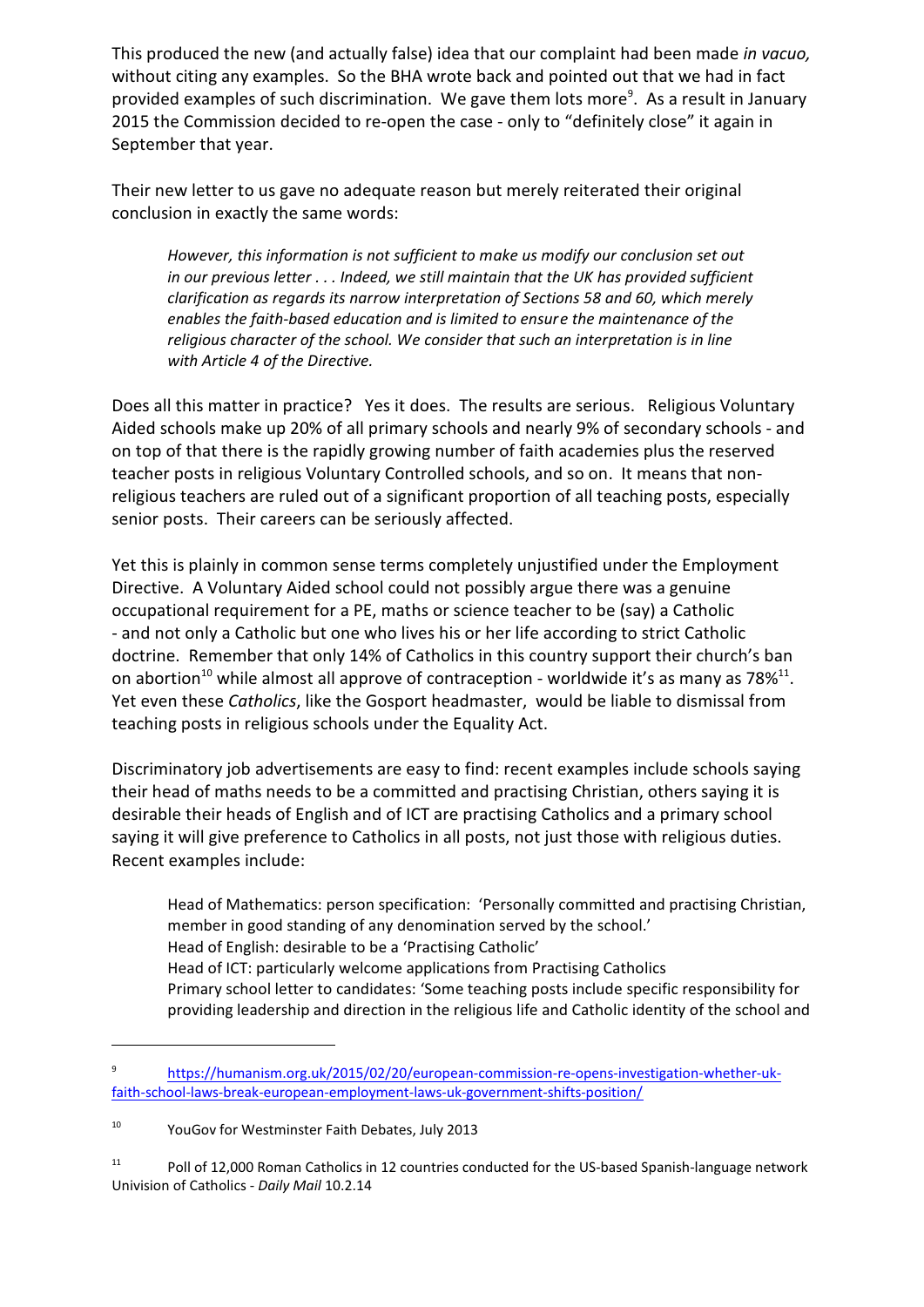This produced the new (and actually false) idea that our complaint had been made *in vacuo,* without citing any examples. So the BHA wrote back and pointed out that we had in fact provided examples of such discrimination. We gave them lots more[9]. As a result in January 2015 the Commission decided to re-open the case - only to "definitely close" it again in September that year.

Their new letter to us gave no adequate reason but merely reiterated their original conclusion in exactly the same words:

> *However, this information is not sufficient to make us modify our conclusion set out in our previous letter . . . Indeed, we still maintain that the UK has provided sufficient clarification as regards its narrow interpretation of Sections 58 and 60, which merely enables the faith-based education and is limited to ensure the maintenance of the religious character of the school. We consider that such an interpretation is in line with Article 4 of the Directive.*

Does all this matter in practice? Yes it does. The results are serious. Religious Voluntary Aided schools make up 20% of all primary schools and nearly 9% of secondary schools - and on top of that there is the rapidly growing number of faith academies plus the reserved teacher posts in religious Voluntary Controlled schools, and so on. It means that non-religious teachers are ruled out of a significant proportion of all teaching posts, especially senior posts. Their careers can be seriously affected.

Yet this is plainly in common sense terms completely unjustified under the Employment Directive. A Voluntary Aided school could not possibly argue there was a genuine occupational requirement for a PE, maths or science teacher to be (say) a Catholic - and not only a Catholic but one who lives his or her life according to strict Catholic doctrine. Remember that only 14% of Catholics in this country support their church's ban on abortion[10] while almost all approve of contraception - worldwide it's as many as 78%[11]. Yet even these *Catholics*, like the Gosport headmaster, would be liable to dismissal from teaching posts in religious schools under the Equality Act.

Discriminatory job advertisements are easy to find: recent examples include schools saying their head of maths needs to be a committed and practising Christian, others saying it is desirable their heads of English and of ICT are practising Catholics and a primary school saying it will give preference to Catholics in all posts, not just those with religious duties. Recent examples include:

> Head of Mathematics: person specification: 'Personally committed and practising Christian, member in good standing of any denomination served by the school.'
> Head of English: desirable to be a 'Practising Catholic'
> Head of ICT: particularly welcome applications from Practising Catholics
> Primary school letter to candidates: 'Some teaching posts include specific responsibility for providing leadership and direction in the religious life and Catholic identity of the school and

---

[9] https://humanism.org.uk/2015/02/20/european-commission-re-opens-investigation-whether-uk-faith-school-laws-break-european-employment-laws-uk-government-shifts-position/

[10] YouGov for Westminster Faith Debates, July 2013

[11] Poll of 12,000 Roman Catholics in 12 countries conducted for the US-based Spanish-language network Univision of Catholics - *Daily Mail* 10.2.14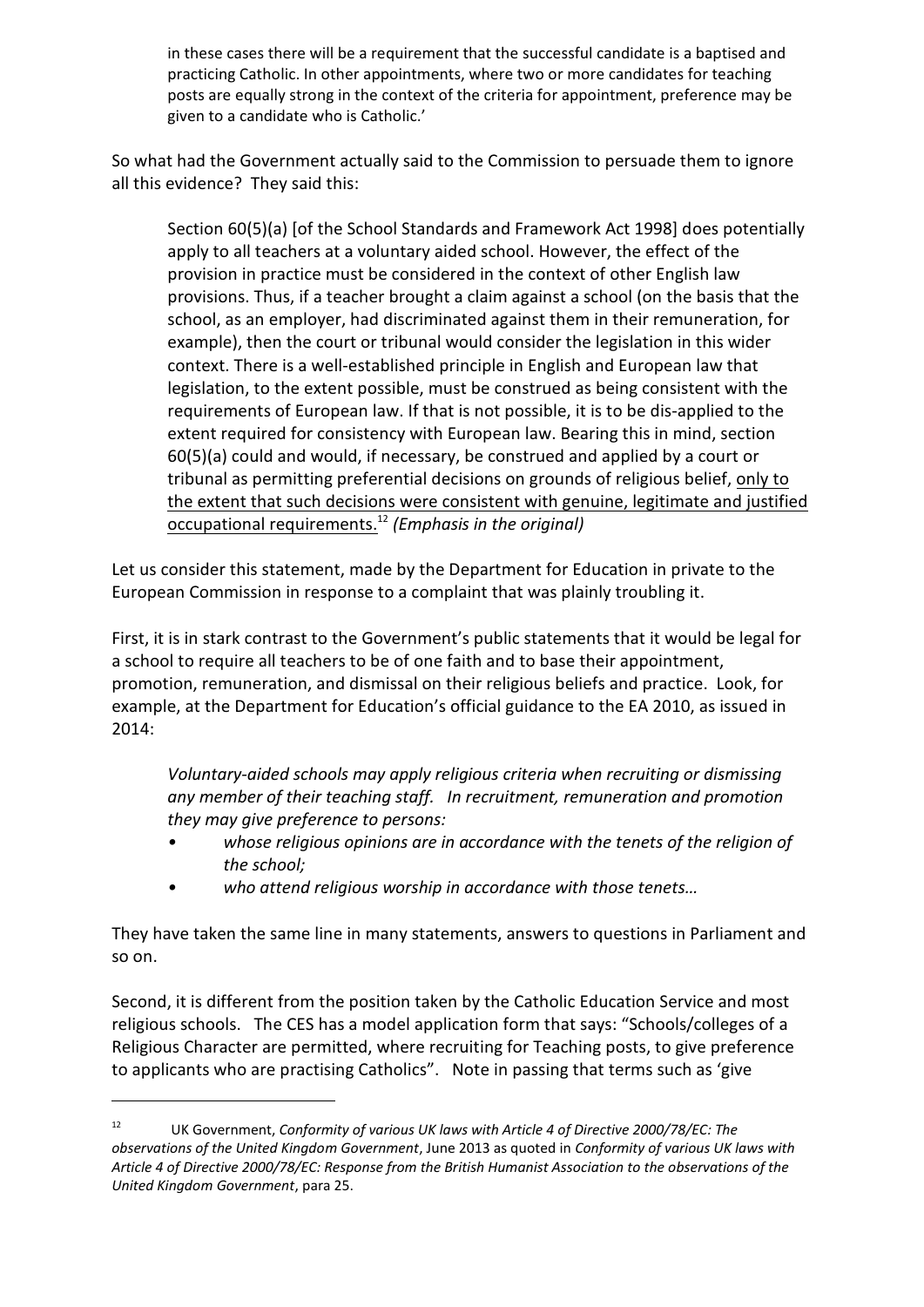> in these cases there will be a requirement that the successful candidate is a baptised and practicing Catholic. In other appointments, where two or more candidates for teaching posts are equally strong in the context of the criteria for appointment, preference may be given to a candidate who is Catholic.'

So what had the Government actually said to the Commission to persuade them to ignore all this evidence? They said this:

> Section 60(5)(a) [of the School Standards and Framework Act 1998] does potentially apply to all teachers at a voluntary aided school. However, the effect of the provision in practice must be considered in the context of other English law provisions. Thus, if a teacher brought a claim against a school (on the basis that the school, as an employer, had discriminated against them in their remuneration, for example), then the court or tribunal would consider the legislation in this wider context. There is a well-established principle in English and European law that legislation, to the extent possible, must be construed as being consistent with the requirements of European law. If that is not possible, it is to be dis-applied to the extent required for consistency with European law. Bearing this in mind, section 60(5)(a) could and would, if necessary, be construed and applied by a court or tribunal as permitting preferential decisions on grounds of religious belief, <u>only to the extent that such decisions were consistent with genuine, legitimate and justified occupational requirements.</u>[12] *(Emphasis in the original)*

Let us consider this statement, made by the Department for Education in private to the European Commission in response to a complaint that was plainly troubling it.

First, it is in stark contrast to the Government's public statements that it would be legal for a school to require all teachers to be of one faith and to base their appointment, promotion, remuneration, and dismissal on their religious beliefs and practice. Look, for example, at the Department for Education's official guidance to the EA 2010, as issued in 2014:

> *Voluntary-aided schools may apply religious criteria when recruiting or dismissing any member of their teaching staff. In recruitment, remuneration and promotion they may give preference to persons:*
>
> - *whose religious opinions are in accordance with the tenets of the religion of the school;*
> - *who attend religious worship in accordance with those tenets…*

They have taken the same line in many statements, answers to questions in Parliament and so on.

Second, it is different from the position taken by the Catholic Education Service and most religious schools. The CES has a model application form that says: "Schools/colleges of a Religious Character are permitted, where recruiting for Teaching posts, to give preference to applicants who are practising Catholics". Note in passing that terms such as 'give

---

[12] UK Government, *Conformity of various UK laws with Article 4 of Directive 2000/78/EC: The observations of the United Kingdom Government*, June 2013 as quoted in *Conformity of various UK laws with Article 4 of Directive 2000/78/EC: Response from the British Humanist Association to the observations of the United Kingdom Government*, para 25.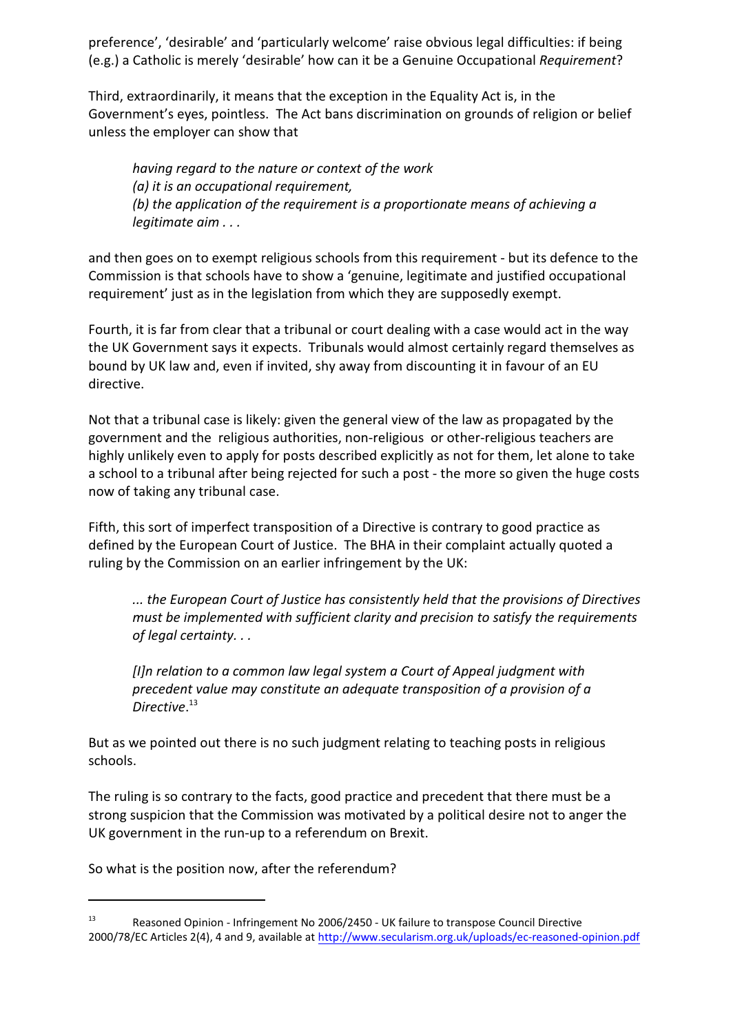preference', 'desirable' and 'particularly welcome' raise obvious legal difficulties: if being (e.g.) a Catholic is merely 'desirable' how can it be a Genuine Occupational *Requirement*?

Third, extraordinarily, it means that the exception in the Equality Act is, in the Government's eyes, pointless. The Act bans discrimination on grounds of religion or belief unless the employer can show that

> *having regard to the nature or context of the work*
> *(a) it is an occupational requirement,*
> *(b) the application of the requirement is a proportionate means of achieving a legitimate aim . . .*

and then goes on to exempt religious schools from this requirement - but its defence to the Commission is that schools have to show a 'genuine, legitimate and justified occupational requirement' just as in the legislation from which they are supposedly exempt.

Fourth, it is far from clear that a tribunal or court dealing with a case would act in the way the UK Government says it expects. Tribunals would almost certainly regard themselves as bound by UK law and, even if invited, shy away from discounting it in favour of an EU directive.

Not that a tribunal case is likely: given the general view of the law as propagated by the government and the religious authorities, non-religious or other-religious teachers are highly unlikely even to apply for posts described explicitly as not for them, let alone to take a school to a tribunal after being rejected for such a post - the more so given the huge costs now of taking any tribunal case.

Fifth, this sort of imperfect transposition of a Directive is contrary to good practice as defined by the European Court of Justice. The BHA in their complaint actually quoted a ruling by the Commission on an earlier infringement by the UK:

> *... the European Court of Justice has consistently held that the provisions of Directives must be implemented with sufficient clarity and precision to satisfy the requirements of legal certainty. . .*
>
> *[I]n relation to a common law legal system a Court of Appeal judgment with precedent value may constitute an adequate transposition of a provision of a Directive*.[13]

But as we pointed out there is no such judgment relating to teaching posts in religious schools.

The ruling is so contrary to the facts, good practice and precedent that there must be a strong suspicion that the Commission was motivated by a political desire not to anger the UK government in the run-up to a referendum on Brexit.

So what is the position now, after the referendum?

---

[13] Reasoned Opinion - Infringement No 2006/2450 - UK failure to transpose Council Directive 2000/78/EC Articles 2(4), 4 and 9, available at http://www.secularism.org.uk/uploads/ec-reasoned-opinion.pdf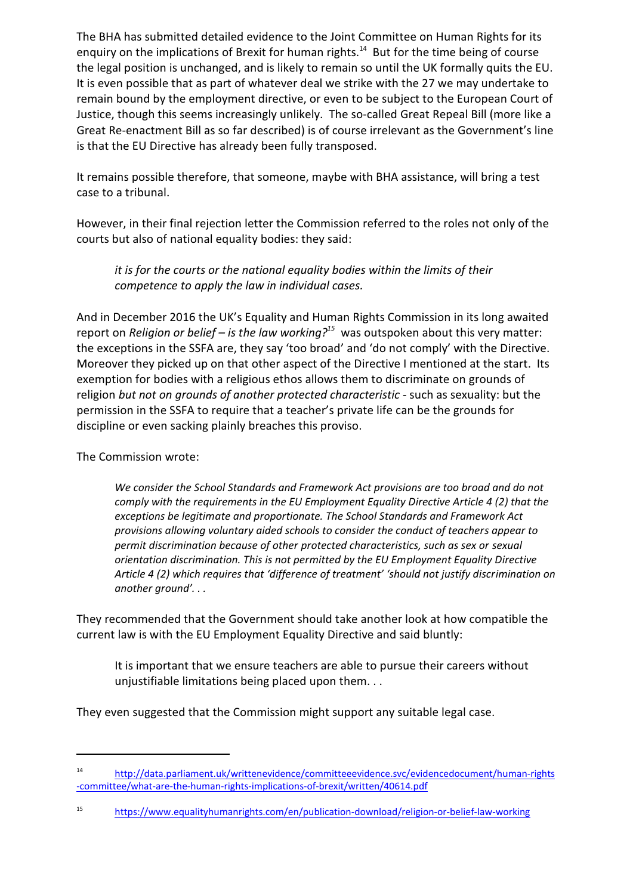The BHA has submitted detailed evidence to the Joint Committee on Human Rights for its enquiry on the implications of Brexit for human rights.[14] But for the time being of course the legal position is unchanged, and is likely to remain so until the UK formally quits the EU. It is even possible that as part of whatever deal we strike with the 27 we may undertake to remain bound by the employment directive, or even to be subject to the European Court of Justice, though this seems increasingly unlikely. The so-called Great Repeal Bill (more like a Great Re-enactment Bill as so far described) is of course irrelevant as the Government's line is that the EU Directive has already been fully transposed.

It remains possible therefore, that someone, maybe with BHA assistance, will bring a test case to a tribunal.

However, in their final rejection letter the Commission referred to the roles not only of the courts but also of national equality bodies: they said:

> *it is for the courts or the national equality bodies within the limits of their competence to apply the law in individual cases.*

And in December 2016 the UK's Equality and Human Rights Commission in its long awaited report on *Religion or belief – is the law working?*[15] was outspoken about this very matter: the exceptions in the SSFA are, they say 'too broad' and 'do not comply' with the Directive. Moreover they picked up on that other aspect of the Directive I mentioned at the start. Its exemption for bodies with a religious ethos allows them to discriminate on grounds of religion *but not on grounds of another protected characteristic* - such as sexuality: but the permission in the SSFA to require that a teacher's private life can be the grounds for discipline or even sacking plainly breaches this proviso.

The Commission wrote:

> *We consider the School Standards and Framework Act provisions are too broad and do not comply with the requirements in the EU Employment Equality Directive Article 4 (2) that the exceptions be legitimate and proportionate. The School Standards and Framework Act provisions allowing voluntary aided schools to consider the conduct of teachers appear to permit discrimination because of other protected characteristics, such as sex or sexual orientation discrimination. This is not permitted by the EU Employment Equality Directive Article 4 (2) which requires that 'difference of treatment' 'should not justify discrimination on another ground'. . .*

They recommended that the Government should take another look at how compatible the current law is with the EU Employment Equality Directive and said bluntly:

> It is important that we ensure teachers are able to pursue their careers without unjustifiable limitations being placed upon them. . .

They even suggested that the Commission might support any suitable legal case.

---

[14] http://data.parliament.uk/writtenevidence/committeeevidence.svc/evidencedocument/human-rights-committee/what-are-the-human-rights-implications-of-brexit/written/40614.pdf

[15] https://www.equalityhumanrights.com/en/publication-download/religion-or-belief-law-working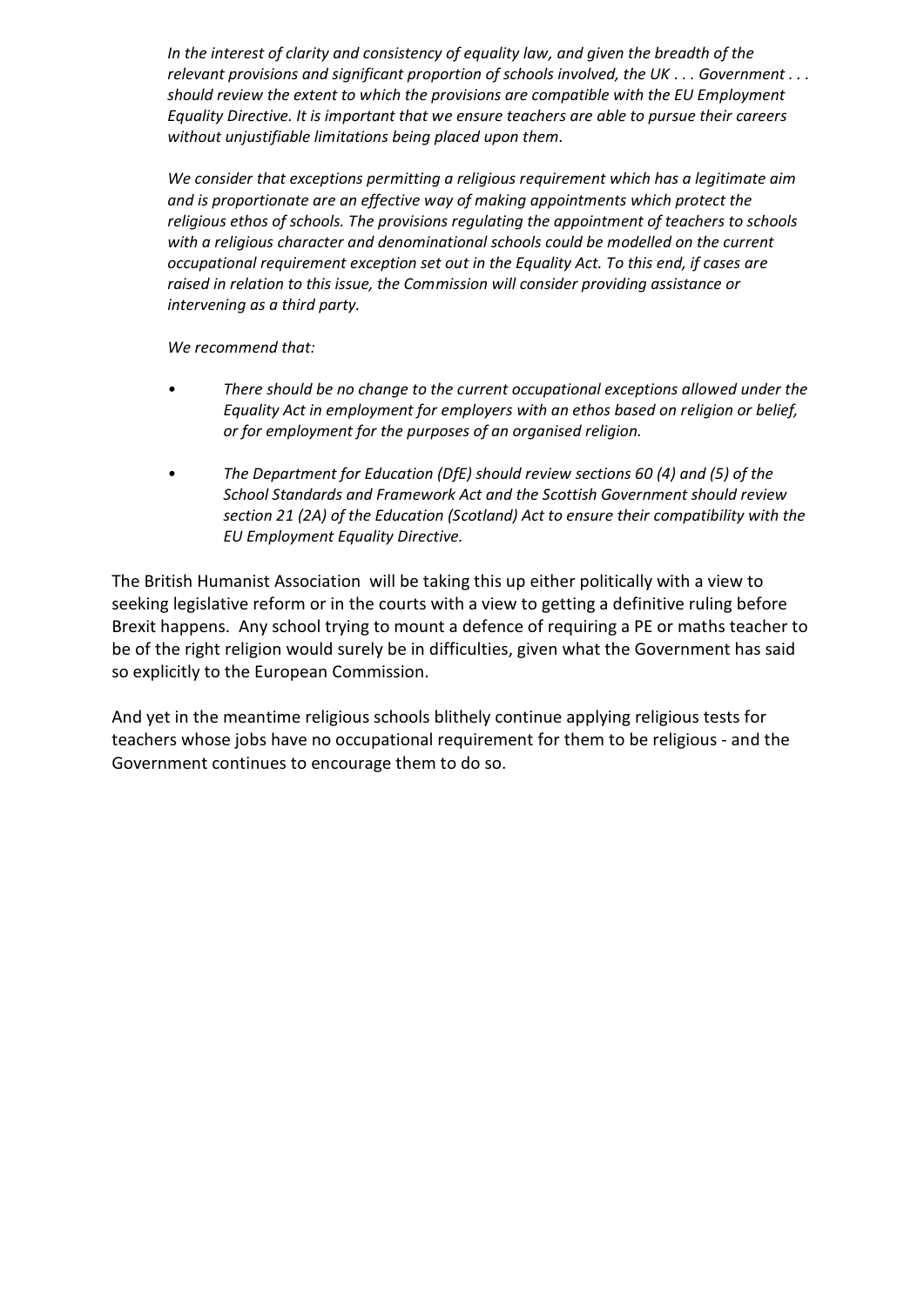*In the interest of clarity and consistency of equality law, and given the breadth of the relevant provisions and significant proportion of schools involved, the UK . . . Government . . . should review the extent to which the provisions are compatible with the EU Employment Equality Directive. It is important that we ensure teachers are able to pursue their careers without unjustifiable limitations being placed upon them.*

*We consider that exceptions permitting a religious requirement which has a legitimate aim and is proportionate are an effective way of making appointments which protect the religious ethos of schools. The provisions regulating the appointment of teachers to schools with a religious character and denominational schools could be modelled on the current occupational requirement exception set out in the Equality Act. To this end, if cases are raised in relation to this issue, the Commission will consider providing assistance or intervening as a third party.*

*We recommend that:*

- *There should be no change to the current occupational exceptions allowed under the Equality Act in employment for employers with an ethos based on religion or belief, or for employment for the purposes of an organised religion.*
- *The Department for Education (DfE) should review sections 60 (4) and (5) of the School Standards and Framework Act and the Scottish Government should review section 21 (2A) of the Education (Scotland) Act to ensure their compatibility with the EU Employment Equality Directive.*

The British Humanist Association will be taking this up either politically with a view to seeking legislative reform or in the courts with a view to getting a definitive ruling before Brexit happens. Any school trying to mount a defence of requiring a PE or maths teacher to be of the right religion would surely be in difficulties, given what the Government has said so explicitly to the European Commission.

And yet in the meantime religious schools blithely continue applying religious tests for teachers whose jobs have no occupational requirement for them to be religious - and the Government continues to encourage them to do so.